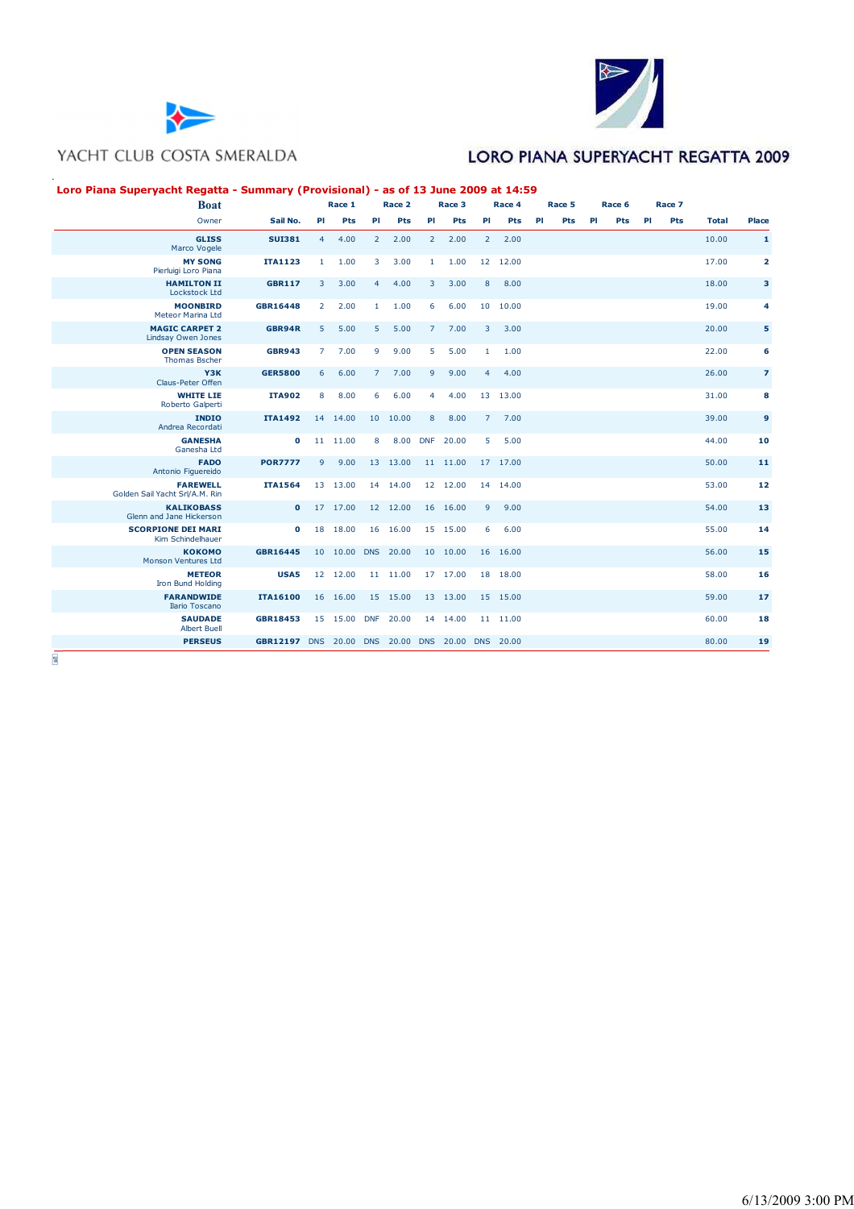YACHT CLUB COSTA SMERALDA

LORO PIANA SUPERYACHT REGATTA 2009

## Loro Piana Superyacht Regatta - Summary (Provisional) - as of 13 June 2009 at 14:59

| Boat / Owner | Sail No. | Race 1 Pl | Race 1 Pts | Race 2 Pl | Race 2 Pts | Race 3 Pl | Race 3 Pts | Race 4 Pl | Race 4 Pts | Race 5 Pl | Race 5 Pts | Race 6 Pl | Race 6 Pts | Race 7 Pl | Race 7 Pts | Total | Place |
|---|---|---|---|---|---|---|---|---|---|---|---|---|---|---|---|---|---|
| **GLISS** Marco Vogele | SUI381 | 4 | 4.00 | 2 | 2.00 | 2 | 2.00 | 2 | 2.00 | | | | | | | 10.00 | 1 |
| **MY SONG** Pierluigi Loro Piana | ITA1123 | 1 | 1.00 | 3 | 3.00 | 1 | 1.00 | 12 | 12.00 | | | | | | | 17.00 | 2 |
| **HAMILTON II** Lockstock Ltd | GBR117 | 3 | 3.00 | 4 | 4.00 | 3 | 3.00 | 8 | 8.00 | | | | | | | 18.00 | 3 |
| **MOONBIRD** Meteor Marina Ltd | GBR16448 | 2 | 2.00 | 1 | 1.00 | 6 | 6.00 | 10 | 10.00 | | | | | | | 19.00 | 4 |
| **MAGIC CARPET 2** Lindsay Owen Jones | GBR94R | 5 | 5.00 | 5 | 5.00 | 7 | 7.00 | 3 | 3.00 | | | | | | | 20.00 | 5 |
| **OPEN SEASON** Thomas Bscher | GBR943 | 7 | 7.00 | 9 | 9.00 | 5 | 5.00 | 1 | 1.00 | | | | | | | 22.00 | 6 |
| **Y3K** Claus-Peter Offen | GER5800 | 6 | 6.00 | 7 | 7.00 | 9 | 9.00 | 4 | 4.00 | | | | | | | 26.00 | 7 |
| **WHITE LIE** Roberto Galperti | ITA902 | 8 | 8.00 | 6 | 6.00 | 4 | 4.00 | 13 | 13.00 | | | | | | | 31.00 | 8 |
| **INDIO** Andrea Recordati | ITA1492 | 14 | 14.00 | 10 | 10.00 | 8 | 8.00 | 7 | 7.00 | | | | | | | 39.00 | 9 |
| **GANESHA** Ganesha Ltd | 0 | 11 | 11.00 | 8 | 8.00 | DNF | 20.00 | 5 | 5.00 | | | | | | | 44.00 | 10 |
| **FADO** Antonio Figuereido | POR7777 | 9 | 9.00 | 13 | 13.00 | 11 | 11.00 | 17 | 17.00 | | | | | | | 50.00 | 11 |
| **FAREWELL** Golden Sail Yacht Srl/A.M. Rin | ITA1564 | 13 | 13.00 | 14 | 14.00 | 12 | 12.00 | 14 | 14.00 | | | | | | | 53.00 | 12 |
| **KALIKOBASS** Glenn and Jane Hickerson | 0 | 17 | 17.00 | 12 | 12.00 | 16 | 16.00 | 9 | 9.00 | | | | | | | 54.00 | 13 |
| **SCORPIONE DEI MARI** Kim Schindelhauer | 0 | 18 | 18.00 | 16 | 16.00 | 15 | 15.00 | 6 | 6.00 | | | | | | | 55.00 | 14 |
| **KOKOMO** Monson Ventures Ltd | GBR16445 | 10 | 10.00 | DNS | 20.00 | 10 | 10.00 | 16 | 16.00 | | | | | | | 56.00 | 15 |
| **METEOR** Iron Bund Holding | USA5 | 12 | 12.00 | 11 | 11.00 | 17 | 17.00 | 18 | 18.00 | | | | | | | 58.00 | 16 |
| **FARANDWIDE** Ilario Toscano | ITA16100 | 16 | 16.00 | 15 | 15.00 | 13 | 13.00 | 15 | 15.00 | | | | | | | 59.00 | 17 |
| **SAUDADE** Albert Buell | GBR18453 | 15 | 15.00 | DNF | 20.00 | 14 | 14.00 | 11 | 11.00 | | | | | | | 60.00 | 18 |
| **PERSEUS** | GBR12197 | DNS | 20.00 | DNS | 20.00 | DNS | 20.00 | DNS | 20.00 | | | | | | | 80.00 | 19 |

6/13/2009 3:00 PM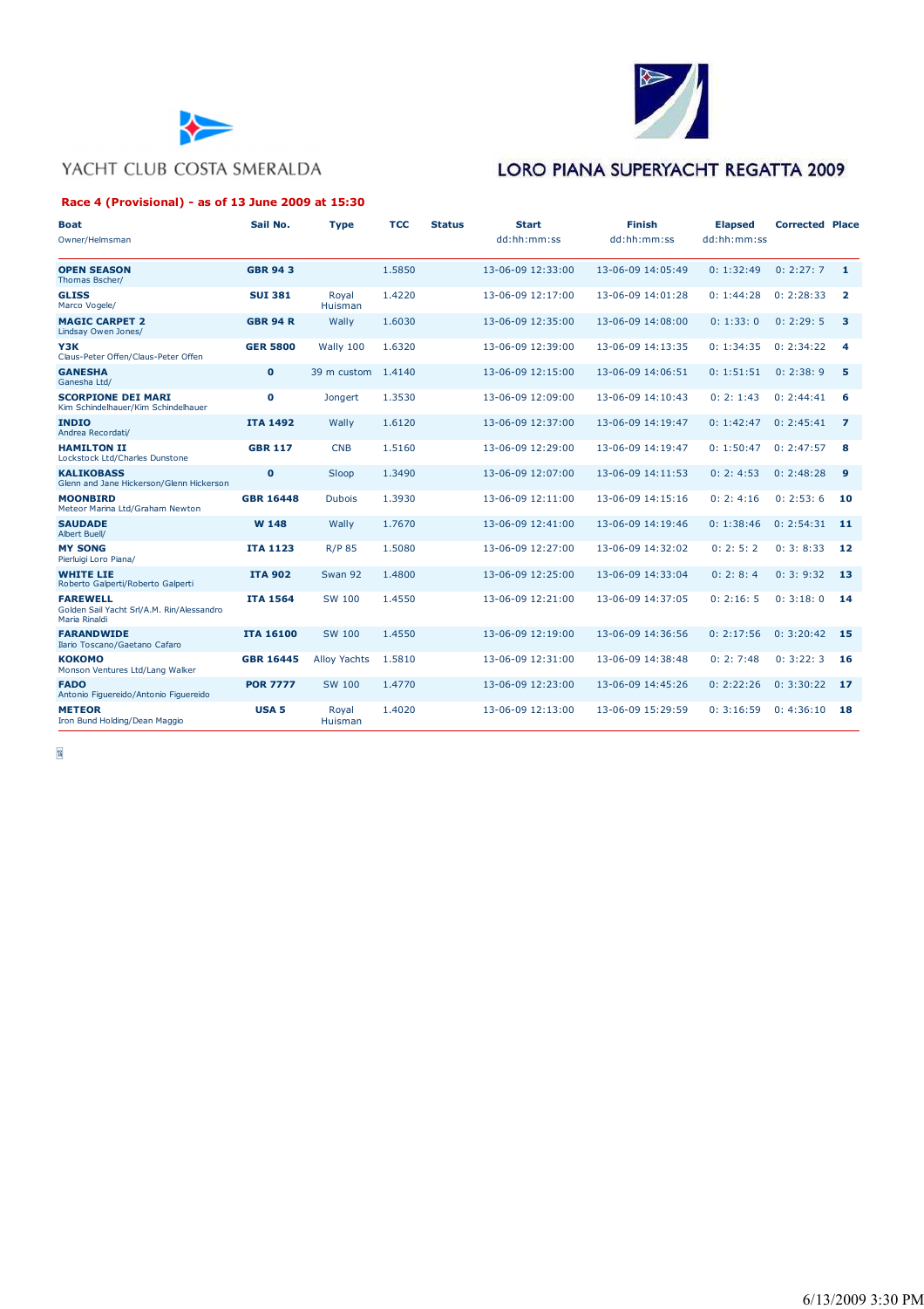YACHT CLUB COSTA SMERALDA

LORO PIANA SUPERYACHT REGATTA 2009

**Race 4 (Provisional) - as of 13 June 2009 at 15:30**

| Boat<br>Owner/Helmsman | Sail No. | Type | TCC | Status | Start<br>dd:hh:mm:ss | Finish<br>dd:hh:mm:ss | Elapsed<br>dd:hh:mm:ss | Corrected | Place |
|---|---|---|---|---|---|---|---|---|---|
| **OPEN SEASON**<br>Thomas Bscher/ | **GBR 94 3** | | 1.5850 | | 13-06-09 12:33:00 | 13-06-09 14:05:49 | 0: 1:32:49 | 0: 2:27: 7 | **1** |
| **GLISS**<br>Marco Vogele/ | **SUI 381** | Royal Huisman | 1.4220 | | 13-06-09 12:17:00 | 13-06-09 14:01:28 | 0: 1:44:28 | 0: 2:28:33 | **2** |
| **MAGIC CARPET 2**<br>Lindsay Owen Jones/ | **GBR 94 R** | Wally | 1.6030 | | 13-06-09 12:35:00 | 13-06-09 14:08:00 | 0: 1:33: 0 | 0: 2:29: 5 | **3** |
| **Y3K**<br>Claus-Peter Offen/Claus-Peter Offen | **GER 5800** | Wally 100 | 1.6320 | | 13-06-09 12:39:00 | 13-06-09 14:13:35 | 0: 1:34:35 | 0: 2:34:22 | **4** |
| **GANESHA**<br>Ganesha Ltd/ | **0** | 39 m custom | 1.4140 | | 13-06-09 12:15:00 | 13-06-09 14:06:51 | 0: 1:51:51 | 0: 2:38: 9 | **5** |
| **SCORPIONE DEI MARI**<br>Kim Schindelhauer/Kim Schindelhauer | **0** | Jongert | 1.3530 | | 13-06-09 12:09:00 | 13-06-09 14:10:43 | 0: 2: 1:43 | 0: 2:44:41 | **6** |
| **INDIO**<br>Andrea Recordati/ | **ITA 1492** | Wally | 1.6120 | | 13-06-09 12:37:00 | 13-06-09 14:19:47 | 0: 1:42:47 | 0: 2:45:41 | **7** |
| **HAMILTON II**<br>Lockstock Ltd/Charles Dunstone | **GBR 117** | CNB | 1.5160 | | 13-06-09 12:29:00 | 13-06-09 14:19:47 | 0: 1:50:47 | 0: 2:47:57 | **8** |
| **KALIKOBASS**<br>Glenn and Jane Hickerson/Glenn Hickerson | **0** | Sloop | 1.3490 | | 13-06-09 12:07:00 | 13-06-09 14:11:53 | 0: 2: 4:53 | 0: 2:48:28 | **9** |
| **MOONBIRD**<br>Meteor Marina Ltd/Graham Newton | **GBR 16448** | Dubois | 1.3930 | | 13-06-09 12:11:00 | 13-06-09 14:15:16 | 0: 2: 4:16 | 0: 2:53: 6 | **10** |
| **SAUDADE**<br>Albert Buell/ | **W 148** | Wally | 1.7670 | | 13-06-09 12:41:00 | 13-06-09 14:19:46 | 0: 1:38:46 | 0: 2:54:31 | **11** |
| **MY SONG**<br>Pierluigi Loro Piana/ | **ITA 1123** | R/P 85 | 1.5080 | | 13-06-09 12:27:00 | 13-06-09 14:32:02 | 0: 2: 5: 2 | 0: 3: 8:33 | **12** |
| **WHITE LIE**<br>Roberto Galperti/Roberto Galperti | **ITA 902** | Swan 92 | 1.4800 | | 13-06-09 12:25:00 | 13-06-09 14:33:04 | 0: 2: 8: 4 | 0: 3: 9:32 | **13** |
| **FAREWELL**<br>Golden Sail Yacht Srl/A.M. Rin/Alessandro Maria Rinaldi | **ITA 1564** | SW 100 | 1.4550 | | 13-06-09 12:21:00 | 13-06-09 14:37:05 | 0: 2:16: 5 | 0: 3:18: 0 | **14** |
| **FARANDWIDE**<br>Ilario Toscano/Gaetano Cafaro | **ITA 16100** | SW 100 | 1.4550 | | 13-06-09 12:19:00 | 13-06-09 14:36:56 | 0: 2:17:56 | 0: 3:20:42 | **15** |
| **KOKOMO**<br>Monson Ventures Ltd/Lang Walker | **GBR 16445** | Alloy Yachts | 1.5810 | | 13-06-09 12:31:00 | 13-06-09 14:38:48 | 0: 2: 7:48 | 0: 3:22: 3 | **16** |
| **FADO**<br>Antonio Figuereido/Antonio Figuereido | **POR 7777** | SW 100 | 1.4770 | | 13-06-09 12:23:00 | 13-06-09 14:45:26 | 0: 2:22:26 | 0: 3:30:22 | **17** |
| **METEOR**<br>Iron Bund Holding/Dean Maggio | **USA 5** | Royal Huisman | 1.4020 | | 13-06-09 12:13:00 | 13-06-09 15:29:59 | 0: 3:16:59 | 0: 4:36:10 | **18** |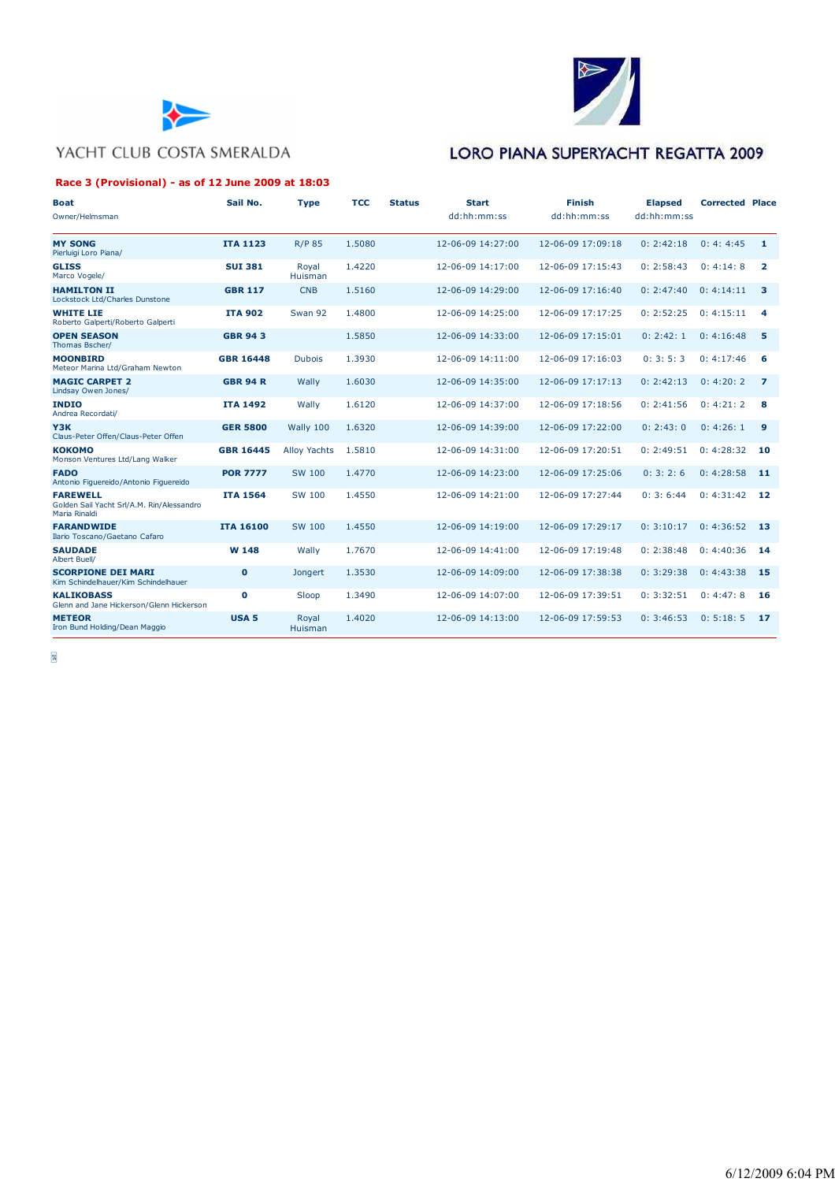YACHT CLUB COSTA SMERALDA

# LORO PIANA SUPERYACHT REGATTA 2009

## Race 3 (Provisional) - as of 12 June 2009 at 18:03

| Boat<br>Owner/Helmsman | Sail No. | Type | TCC | Status | Start<br>dd:hh:mm:ss | Finish<br>dd:hh:mm:ss | Elapsed<br>dd:hh:mm:ss | Corrected | Place |
|---|---|---|---|---|---|---|---|---|---|
| **MY SONG**<br>Pierluigi Loro Piana/ | **ITA 1123** | R/P 85 | 1.5080 | | 12-06-09 14:27:00 | 12-06-09 17:09:18 | 0: 2:42:18 | 0: 4: 4:45 | **1** |
| **GLISS**<br>Marco Vogele/ | **SUI 381** | Royal Huisman | 1.4220 | | 12-06-09 14:17:00 | 12-06-09 17:15:43 | 0: 2:58:43 | 0: 4:14: 8 | **2** |
| **HAMILTON II**<br>Lockstock Ltd/Charles Dunstone | **GBR 117** | CNB | 1.5160 | | 12-06-09 14:29:00 | 12-06-09 17:16:40 | 0: 2:47:40 | 0: 4:14:11 | **3** |
| **WHITE LIE**<br>Roberto Galperti/Roberto Galperti | **ITA 902** | Swan 92 | 1.4800 | | 12-06-09 14:25:00 | 12-06-09 17:17:25 | 0: 2:52:25 | 0: 4:15:11 | **4** |
| **OPEN SEASON**<br>Thomas Bscher/ | **GBR 94 3** | | 1.5850 | | 12-06-09 14:33:00 | 12-06-09 17:15:01 | 0: 2:42: 1 | 0: 4:16:48 | **5** |
| **MOONBIRD**<br>Meteor Marina Ltd/Graham Newton | **GBR 16448** | Dubois | 1.3930 | | 12-06-09 14:11:00 | 12-06-09 17:16:03 | 0: 3: 5: 3 | 0: 4:17:46 | **6** |
| **MAGIC CARPET 2**<br>Lindsay Owen Jones/ | **GBR 94 R** | Wally | 1.6030 | | 12-06-09 14:35:00 | 12-06-09 17:17:13 | 0: 2:42:13 | 0: 4:20: 2 | **7** |
| **INDIO**<br>Andrea Recordati/ | **ITA 1492** | Wally | 1.6120 | | 12-06-09 14:37:00 | 12-06-09 17:18:56 | 0: 2:41:56 | 0: 4:21: 2 | **8** |
| **Y3K**<br>Claus-Peter Offen/Claus-Peter Offen | **GER 5800** | Wally 100 | 1.6320 | | 12-06-09 14:39:00 | 12-06-09 17:22:00 | 0: 2:43: 0 | 0: 4:26: 1 | **9** |
| **KOKOMO**<br>Monson Ventures Ltd/Lang Walker | **GBR 16445** | Alloy Yachts | 1.5810 | | 12-06-09 14:31:00 | 12-06-09 17:20:51 | 0: 2:49:51 | 0: 4:28:32 | **10** |
| **FADO**<br>Antonio Figuereido/Antonio Figuereido | **POR 7777** | SW 100 | 1.4770 | | 12-06-09 14:23:00 | 12-06-09 17:25:06 | 0: 3: 2: 6 | 0: 4:28:58 | **11** |
| **FAREWELL**<br>Golden Sail Yacht Srl/A.M. Rin/Alessandro Maria Rinaldi | **ITA 1564** | SW 100 | 1.4550 | | 12-06-09 14:21:00 | 12-06-09 17:27:44 | 0: 3: 6:44 | 0: 4:31:42 | **12** |
| **FARANDWIDE**<br>Ilario Toscano/Gaetano Cafaro | **ITA 16100** | SW 100 | 1.4550 | | 12-06-09 14:19:00 | 12-06-09 17:29:17 | 0: 3:10:17 | 0: 4:36:52 | **13** |
| **SAUDADE**<br>Albert Buell/ | **W 148** | Wally | 1.7670 | | 12-06-09 14:41:00 | 12-06-09 17:19:48 | 0: 2:38:48 | 0: 4:40:36 | **14** |
| **SCORPIONE DEI MARI**<br>Kim Schindelhauer/Kim Schindelhauer | **0** | Jongert | 1.3530 | | 12-06-09 14:09:00 | 12-06-09 17:38:38 | 0: 3:29:38 | 0: 4:43:38 | **15** |
| **KALIKOBASS**<br>Glenn and Jane Hickerson/Glenn Hickerson | **0** | Sloop | 1.3490 | | 12-06-09 14:07:00 | 12-06-09 17:39:51 | 0: 3:32:51 | 0: 4:47: 8 | **16** |
| **METEOR**<br>Iron Bund Holding/Dean Maggio | **USA 5** | Royal Huisman | 1.4020 | | 12-06-09 14:13:00 | 12-06-09 17:59:53 | 0: 3:46:53 | 0: 5:18: 5 | **17** |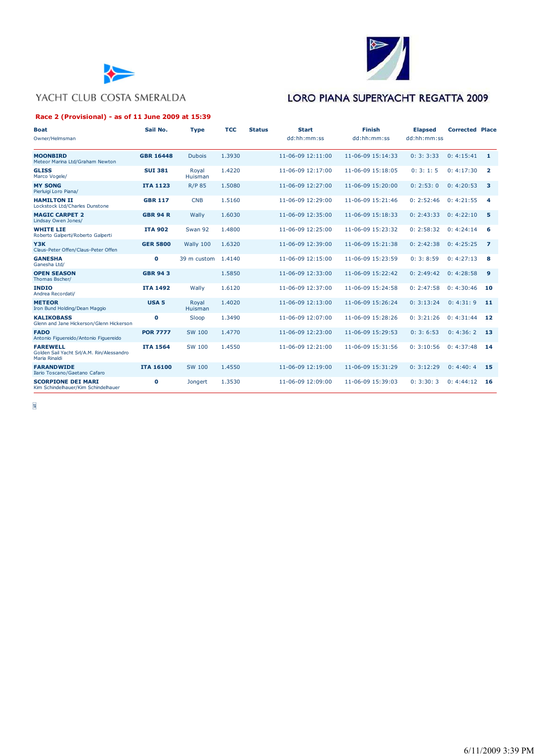YACHT CLUB COSTA SMERALDA

LORO PIANA SUPERYACHT REGATTA 2009

**Race 2 (Provisional) - as of 11 June 2009 at 15:39**

| Boat<br>Owner/Helmsman | Sail No. | Type | TCC | Status | Start<br>dd:hh:mm:ss | Finish<br>dd:hh:mm:ss | Elapsed<br>dd:hh:mm:ss | Corrected | Place |
|---|---|---|---|---|---|---|---|---|---|
| **MOONBIRD**<br>Meteor Marina Ltd/Graham Newton | **GBR 16448** | Dubois | 1.3930 | | 11-06-09 12:11:00 | 11-06-09 15:14:33 | 0: 3: 3:33 | 0: 4:15:41 | **1** |
| **GLISS**<br>Marco Vogele/ | **SUI 381** | Royal Huisman | 1.4220 | | 11-06-09 12:17:00 | 11-06-09 15:18:05 | 0: 3: 1: 5 | 0: 4:17:30 | **2** |
| **MY SONG**<br>Pierluigi Loro Piana/ | **ITA 1123** | R/P 85 | 1.5080 | | 11-06-09 12:27:00 | 11-06-09 15:20:00 | 0: 2:53: 0 | 0: 4:20:53 | **3** |
| **HAMILTON II**<br>Lockstock Ltd/Charles Dunstone | **GBR 117** | CNB | 1.5160 | | 11-06-09 12:29:00 | 11-06-09 15:21:46 | 0: 2:52:46 | 0: 4:21:55 | **4** |
| **MAGIC CARPET 2**<br>Lindsay Owen Jones/ | **GBR 94 R** | Wally | 1.6030 | | 11-06-09 12:35:00 | 11-06-09 15:18:33 | 0: 2:43:33 | 0: 4:22:10 | **5** |
| **WHITE LIE**<br>Roberto Galperti/Roberto Galperti | **ITA 902** | Swan 92 | 1.4800 | | 11-06-09 12:25:00 | 11-06-09 15:23:32 | 0: 2:58:32 | 0: 4:24:14 | **6** |
| **Y3K**<br>Claus-Peter Offen/Claus-Peter Offen | **GER 5800** | Wally 100 | 1.6320 | | 11-06-09 12:39:00 | 11-06-09 15:21:38 | 0: 2:42:38 | 0: 4:25:25 | **7** |
| **GANESHA**<br>Ganesha Ltd/ | **0** | 39 m custom | 1.4140 | | 11-06-09 12:15:00 | 11-06-09 15:23:59 | 0: 3: 8:59 | 0: 4:27:13 | **8** |
| **OPEN SEASON**<br>Thomas Bscher/ | **GBR 94 3** | | 1.5850 | | 11-06-09 12:33:00 | 11-06-09 15:22:42 | 0: 2:49:42 | 0: 4:28:58 | **9** |
| **INDIO**<br>Andrea Recordati/ | **ITA 1492** | Wally | 1.6120 | | 11-06-09 12:37:00 | 11-06-09 15:24:58 | 0: 2:47:58 | 0: 4:30:46 | **10** |
| **METEOR**<br>Iron Bund Holding/Dean Maggio | **USA 5** | Royal Huisman | 1.4020 | | 11-06-09 12:13:00 | 11-06-09 15:26:24 | 0: 3:13:24 | 0: 4:31: 9 | **11** |
| **KALIKOBASS**<br>Glenn and Jane Hickerson/Glenn Hickerson | **0** | Sloop | 1.3490 | | 11-06-09 12:07:00 | 11-06-09 15:28:26 | 0: 3:21:26 | 0: 4:31:44 | **12** |
| **FADO**<br>Antonio Figuereido/Antonio Figuereido | **POR 7777** | SW 100 | 1.4770 | | 11-06-09 12:23:00 | 11-06-09 15:29:53 | 0: 3: 6:53 | 0: 4:36: 2 | **13** |
| **FAREWELL**<br>Golden Sail Yacht Srl/A.M. Rin/Alessandro Maria Rinaldi | **ITA 1564** | SW 100 | 1.4550 | | 11-06-09 12:21:00 | 11-06-09 15:31:56 | 0: 3:10:56 | 0: 4:37:48 | **14** |
| **FARANDWIDE**<br>Ilario Toscano/Gaetano Cafaro | **ITA 16100** | SW 100 | 1.4550 | | 11-06-09 12:19:00 | 11-06-09 15:31:29 | 0: 3:12:29 | 0: 4:40: 4 | **15** |
| **SCORPIONE DEI MARI**<br>Kim Schindelhauer/Kim Schindelhauer | **0** | Jongert | 1.3530 | | 11-06-09 12:09:00 | 11-06-09 15:39:03 | 0: 3:30: 3 | 0: 4:44:12 | **16** |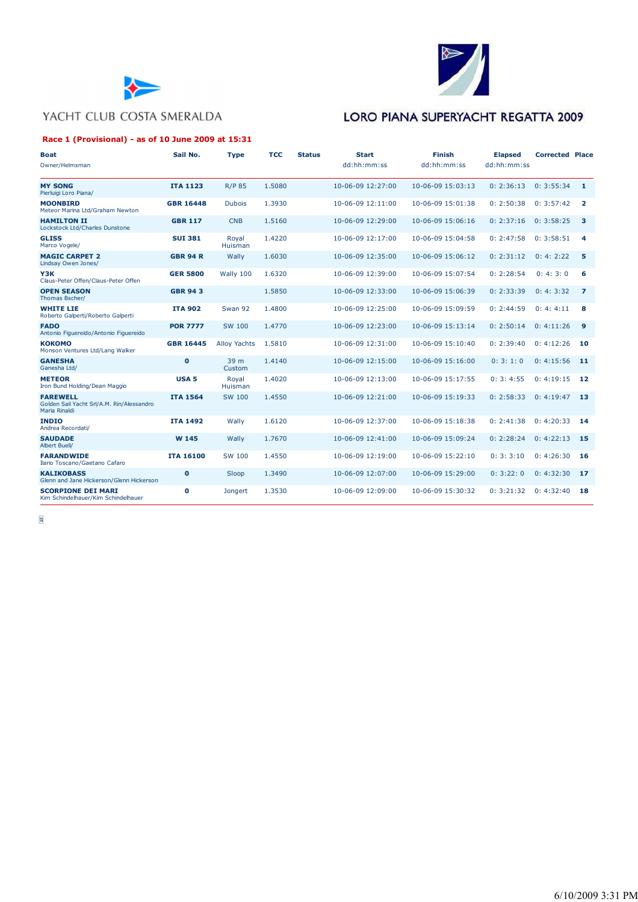YACHT CLUB COSTA SMERALDA

# LORO PIANA SUPERYACHT REGATTA 2009

## Race 1 (Provisional) - as of 10 June 2009 at 15:31

| Boat<br>Owner/Helmsman | Sail No. | Type | TCC | Status | Start<br>dd:hh:mm:ss | Finish<br>dd:hh:mm:ss | Elapsed<br>dd:hh:mm:ss | Corrected | Place |
|---|---|---|---|---|---|---|---|---|---|
| **MY SONG**<br>Pierluigi Loro Piana/ | **ITA 1123** | R/P 85 | 1.5080 | | 10-06-09 12:27:00 | 10-06-09 15:03:13 | 0: 2:36:13 | 0: 3:55:34 | **1** |
| **MOONBIRD**<br>Meteor Marina Ltd/Graham Newton | **GBR 16448** | Dubois | 1.3930 | | 10-06-09 12:11:00 | 10-06-09 15:01:38 | 0: 2:50:38 | 0: 3:57:42 | **2** |
| **HAMILTON II**<br>Lockstock Ltd/Charles Dunstone | **GBR 117** | CNB | 1.5160 | | 10-06-09 12:29:00 | 10-06-09 15:06:16 | 0: 2:37:16 | 0: 3:58:25 | **3** |
| **GLISS**<br>Marco Vogele/ | **SUI 381** | Royal Huisman | 1.4220 | | 10-06-09 12:17:00 | 10-06-09 15:04:58 | 0: 2:47:58 | 0: 3:58:51 | **4** |
| **MAGIC CARPET 2**<br>Lindsay Owen Jones/ | **GBR 94 R** | Wally | 1.6030 | | 10-06-09 12:35:00 | 10-06-09 15:06:12 | 0: 2:31:12 | 0: 4: 2:22 | **5** |
| **Y3K**<br>Claus-Peter Offen/Claus-Peter Offen | **GER 5800** | Wally 100 | 1.6320 | | 10-06-09 12:39:00 | 10-06-09 15:07:54 | 0: 2:28:54 | 0: 4: 3: 0 | **6** |
| **OPEN SEASON**<br>Thomas Bscher/ | **GBR 94 3** | | 1.5850 | | 10-06-09 12:33:00 | 10-06-09 15:06:39 | 0: 2:33:39 | 0: 4: 3:32 | **7** |
| **WHITE LIE**<br>Roberto Galperti/Roberto Galperti | **ITA 902** | Swan 92 | 1.4800 | | 10-06-09 12:25:00 | 10-06-09 15:09:59 | 0: 2:44:59 | 0: 4: 4:11 | **8** |
| **FADO**<br>Antonio Figuereido/Antonio Figuereido | **POR 7777** | SW 100 | 1.4770 | | 10-06-09 12:23:00 | 10-06-09 15:13:14 | 0: 2:50:14 | 0: 4:11:26 | **9** |
| **KOKOMO**<br>Monson Ventures Ltd/Lang Walker | **GBR 16445** | Alloy Yachts | 1.5810 | | 10-06-09 12:31:00 | 10-06-09 15:10:40 | 0: 2:39:40 | 0: 4:12:26 | **10** |
| **GANESHA**<br>Ganesha Ltd/ | **0** | 39 m Custom | 1.4140 | | 10-06-09 12:15:00 | 10-06-09 15:16:00 | 0: 3: 1: 0 | 0: 4:15:56 | **11** |
| **METEOR**<br>Iron Bund Holding/Dean Maggio | **USA 5** | Royal Huisman | 1.4020 | | 10-06-09 12:13:00 | 10-06-09 15:17:55 | 0: 3: 4:55 | 0: 4:19:15 | **12** |
| **FAREWELL**<br>Golden Sail Yacht Srl/A.M. Rin/Alessandro Maria Rinaldi | **ITA 1564** | SW 100 | 1.4550 | | 10-06-09 12:21:00 | 10-06-09 15:19:33 | 0: 2:58:33 | 0: 4:19:47 | **13** |
| **INDIO**<br>Andrea Recordati/ | **ITA 1492** | Wally | 1.6120 | | 10-06-09 12:37:00 | 10-06-09 15:18:38 | 0: 2:41:38 | 0: 4:20:33 | **14** |
| **SAUDADE**<br>Albert Buell/ | **W 145** | Wally | 1.7670 | | 10-06-09 12:41:00 | 10-06-09 15:09:24 | 0: 2:28:24 | 0: 4:22:13 | **15** |
| **FARANDWIDE**<br>Ilario Toscano/Gaetano Cafaro | **ITA 16100** | SW 100 | 1.4550 | | 10-06-09 12:19:00 | 10-06-09 15:22:10 | 0: 3: 3:10 | 0: 4:26:30 | **16** |
| **KALIKOBASS**<br>Glenn and Jane Hickerson/Glenn Hickerson | **0** | Sloop | 1.3490 | | 10-06-09 12:07:00 | 10-06-09 15:29:00 | 0: 3:22: 0 | 0: 4:32:30 | **17** |
| **SCORPIONE DEI MARI**<br>Kim Schindelhauer/Kim Schindelhauer | **0** | Jongert | 1.3530 | | 10-06-09 12:09:00 | 10-06-09 15:30:32 | 0: 3:21:32 | 0: 4:32:40 | **18** |